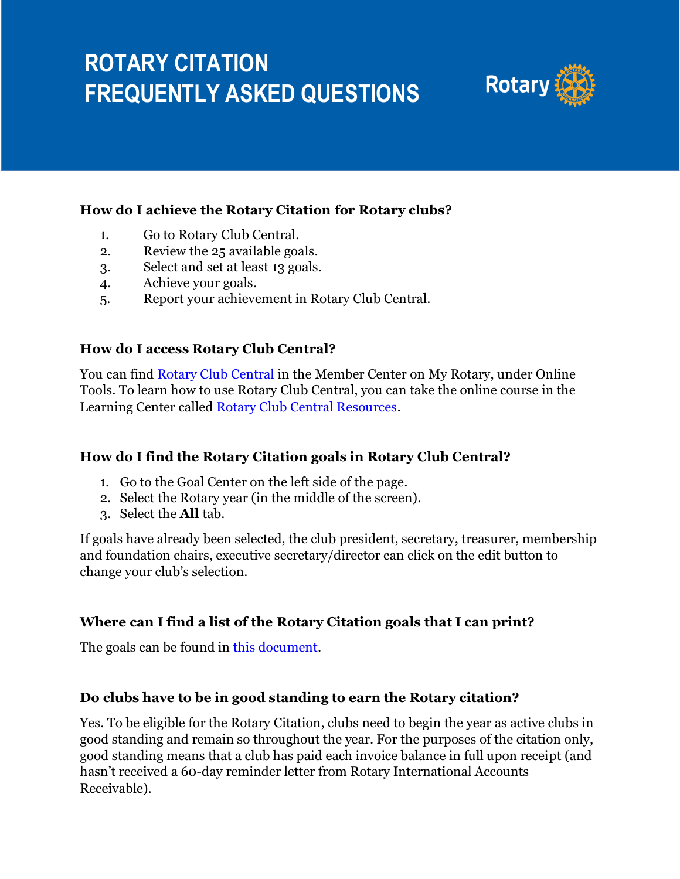# ROTARY CITATION FREQUENTLY ASKED QUESTIONS

### How do I achieve the Rotary Citation for Rotary clubs?

1. Go to Rotary Club Central.
2. Review the 25 available goals.
3. Select and set at least 13 goals.
4. Achieve your goals.
5. Report your achievement in Rotary Club Central.

### How do I access Rotary Club Central?

You can find Rotary Club Central in the Member Center on My Rotary, under Online Tools. To learn how to use Rotary Club Central, you can take the online course in the Learning Center called Rotary Club Central Resources.

### How do I find the Rotary Citation goals in Rotary Club Central?

1. Go to the Goal Center on the left side of the page.
2. Select the Rotary year (in the middle of the screen).
3. Select the **All** tab.

If goals have already been selected, the club president, secretary, treasurer, membership and foundation chairs, executive secretary/director can click on the edit button to change your club's selection.

### Where can I find a list of the Rotary Citation goals that I can print?

The goals can be found in this document.

### Do clubs have to be in good standing to earn the Rotary citation?

Yes. To be eligible for the Rotary Citation, clubs need to begin the year as active clubs in good standing and remain so throughout the year. For the purposes of the citation only, good standing means that a club has paid each invoice balance in full upon receipt (and hasn't received a 60-day reminder letter from Rotary International Accounts Receivable).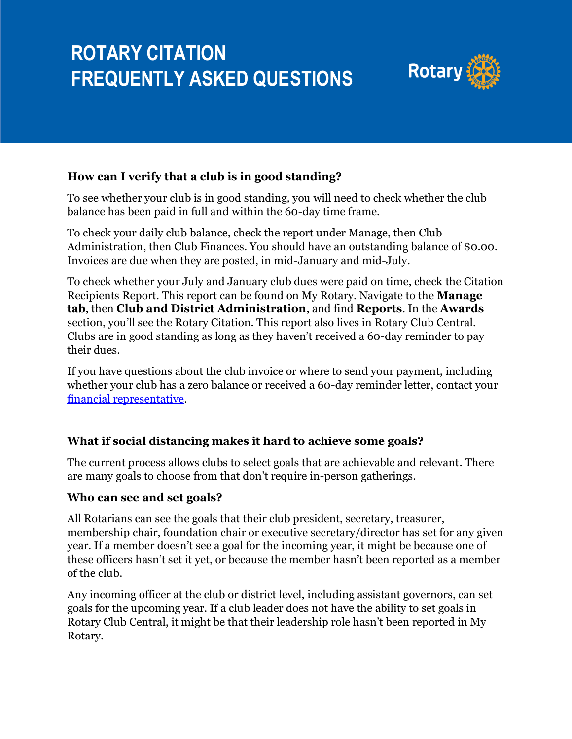# ROTARY CITATION FREQUENTLY ASKED QUESTIONS

**How can I verify that a club is in good standing?**

To see whether your club is in good standing, you will need to check whether the club balance has been paid in full and within the 60-day time frame.

To check your daily club balance, check the report under Manage, then Club Administration, then Club Finances. You should have an outstanding balance of $0.00. Invoices are due when they are posted, in mid-January and mid-July.

To check whether your July and January club dues were paid on time, check the Citation Recipients Report. This report can be found on My Rotary. Navigate to the **Manage tab**, then **Club and District Administration**, and find **Reports**. In the **Awards** section, you'll see the Rotary Citation. This report also lives in Rotary Club Central. Clubs are in good standing as long as they haven't received a 60-day reminder to pay their dues.

If you have questions about the club invoice or where to send your payment, including whether your club has a zero balance or received a 60-day reminder letter, contact your financial representative.

**What if social distancing makes it hard to achieve some goals?**

The current process allows clubs to select goals that are achievable and relevant. There are many goals to choose from that don't require in-person gatherings.

**Who can see and set goals?**

All Rotarians can see the goals that their club president, secretary, treasurer, membership chair, foundation chair or executive secretary/director has set for any given year. If a member doesn't see a goal for the incoming year, it might be because one of these officers hasn't set it yet, or because the member hasn't been reported as a member of the club.

Any incoming officer at the club or district level, including assistant governors, can set goals for the upcoming year. If a club leader does not have the ability to set goals in Rotary Club Central, it might be that their leadership role hasn't been reported in My Rotary.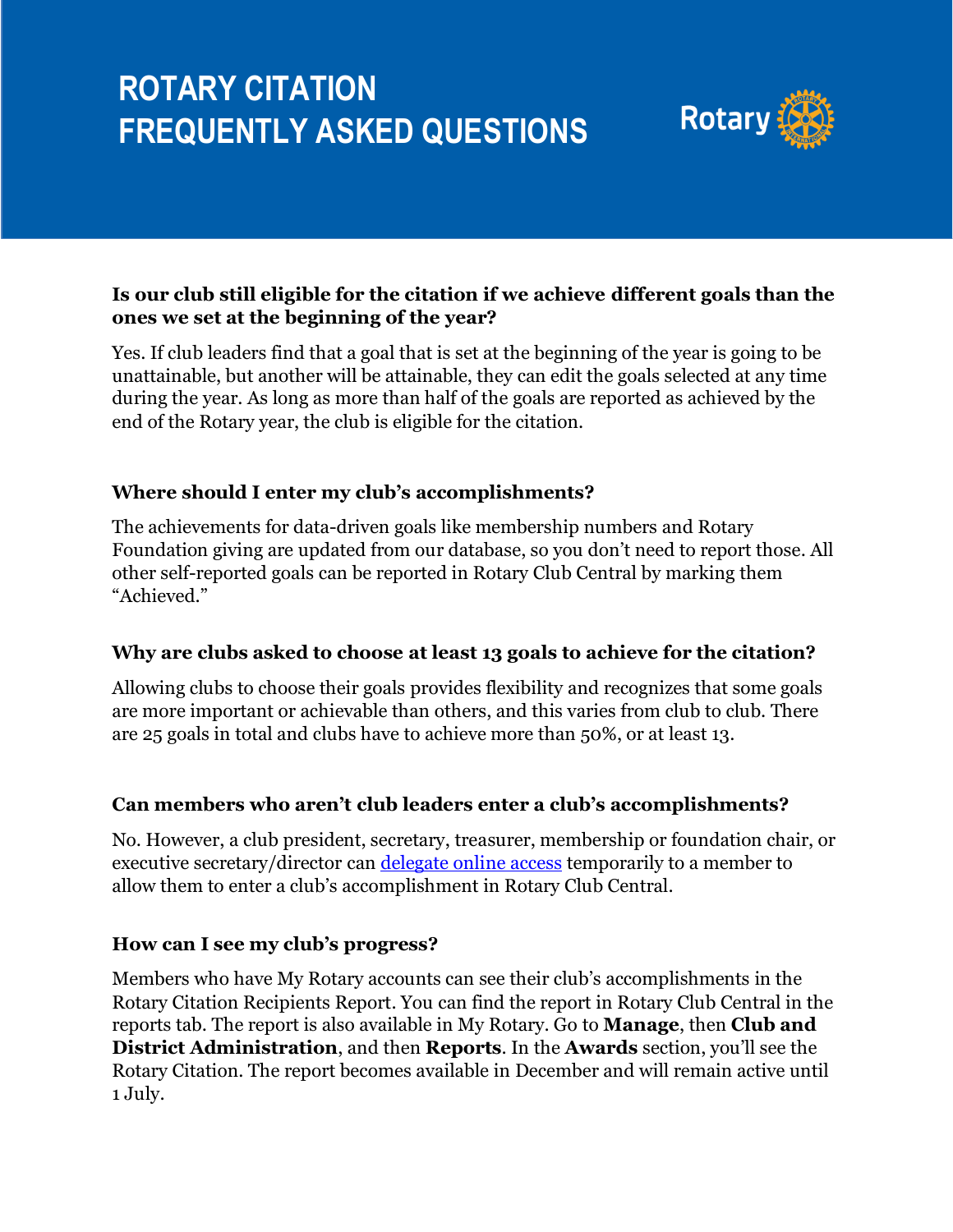# ROTARY CITATION FREQUENTLY ASKED QUESTIONS

Rotary

**Is our club still eligible for the citation if we achieve different goals than the ones we set at the beginning of the year?**

Yes. If club leaders find that a goal that is set at the beginning of the year is going to be unattainable, but another will be attainable, they can edit the goals selected at any time during the year. As long as more than half of the goals are reported as achieved by the end of the Rotary year, the club is eligible for the citation.

**Where should I enter my club's accomplishments?**

The achievements for data-driven goals like membership numbers and Rotary Foundation giving are updated from our database, so you don't need to report those. All other self-reported goals can be reported in Rotary Club Central by marking them "Achieved."

**Why are clubs asked to choose at least 13 goals to achieve for the citation?**

Allowing clubs to choose their goals provides flexibility and recognizes that some goals are more important or achievable than others, and this varies from club to club. There are 25 goals in total and clubs have to achieve more than 50%, or at least 13.

**Can members who aren't club leaders enter a club's accomplishments?**

No. However, a club president, secretary, treasurer, membership or foundation chair, or executive secretary/director can [delegate online access]() temporarily to a member to allow them to enter a club's accomplishment in Rotary Club Central.

**How can I see my club's progress?**

Members who have My Rotary accounts can see their club's accomplishments in the Rotary Citation Recipients Report. You can find the report in Rotary Club Central in the reports tab. The report is also available in My Rotary. Go to **Manage**, then **Club and District Administration**, and then **Reports**. In the **Awards** section, you'll see the Rotary Citation. The report becomes available in December and will remain active until 1 July.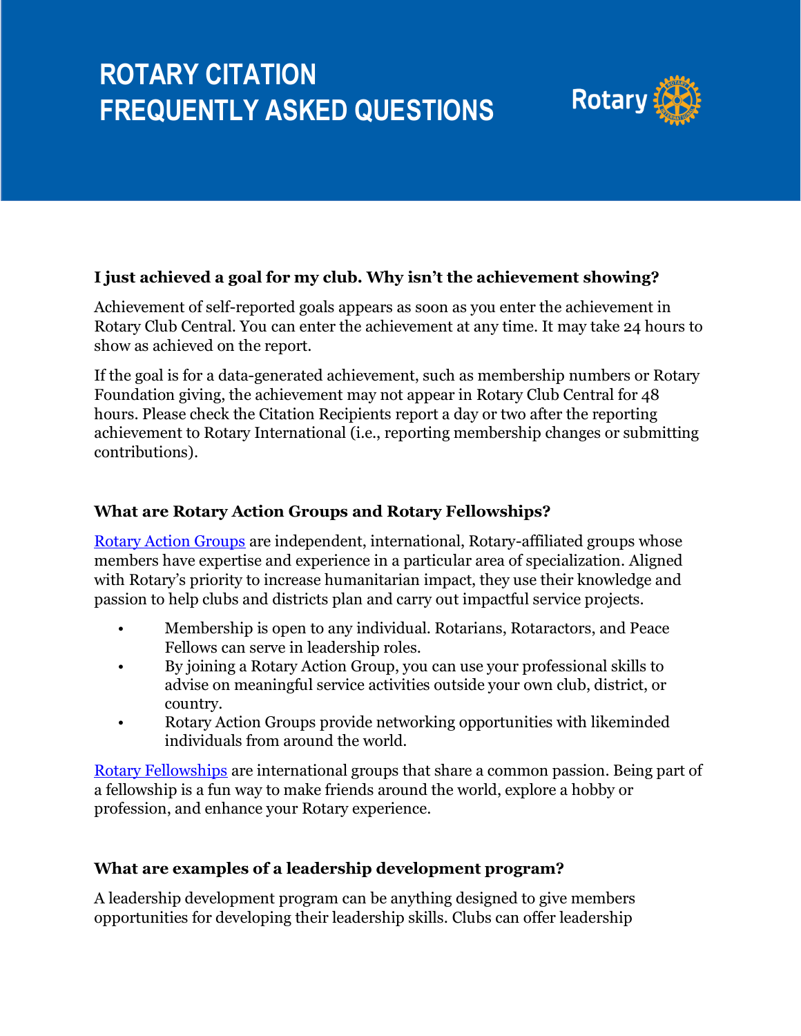# ROTARY CITATION FREQUENTLY ASKED QUESTIONS

### I just achieved a goal for my club. Why isn't the achievement showing?

Achievement of self-reported goals appears as soon as you enter the achievement in Rotary Club Central. You can enter the achievement at any time. It may take 24 hours to show as achieved on the report.

If the goal is for a data-generated achievement, such as membership numbers or Rotary Foundation giving, the achievement may not appear in Rotary Club Central for 48 hours. Please check the Citation Recipients report a day or two after the reporting achievement to Rotary International (i.e., reporting membership changes or submitting contributions).

### What are Rotary Action Groups and Rotary Fellowships?

Rotary Action Groups are independent, international, Rotary-affiliated groups whose members have expertise and experience in a particular area of specialization. Aligned with Rotary's priority to increase humanitarian impact, they use their knowledge and passion to help clubs and districts plan and carry out impactful service projects.

- Membership is open to any individual. Rotarians, Rotaractors, and Peace Fellows can serve in leadership roles.
- By joining a Rotary Action Group, you can use your professional skills to advise on meaningful service activities outside your own club, district, or country.
- Rotary Action Groups provide networking opportunities with likeminded individuals from around the world.

Rotary Fellowships are international groups that share a common passion. Being part of a fellowship is a fun way to make friends around the world, explore a hobby or profession, and enhance your Rotary experience.

### What are examples of a leadership development program?

A leadership development program can be anything designed to give members opportunities for developing their leadership skills. Clubs can offer leadership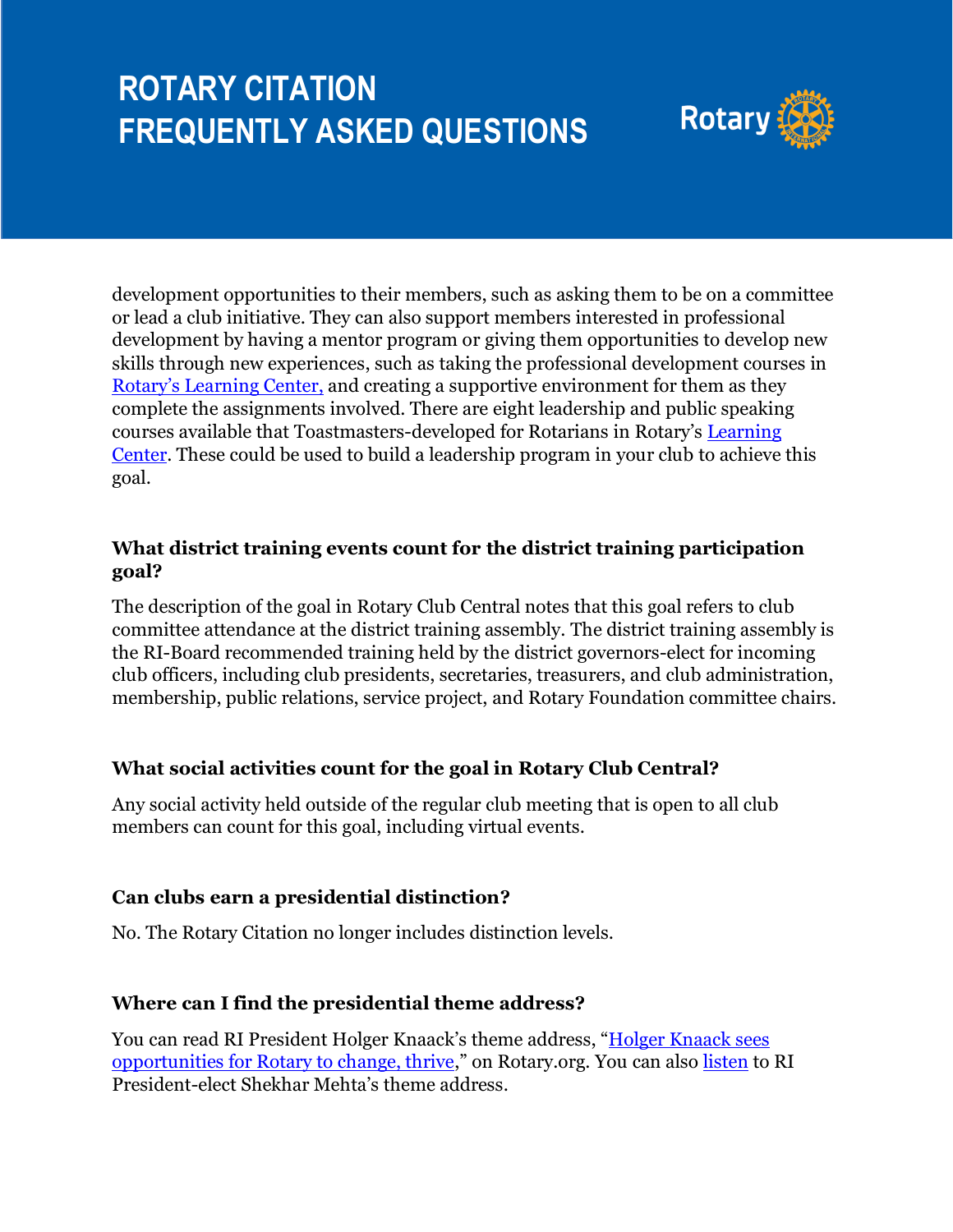development opportunities to their members, such as asking them to be on a committee or lead a club initiative. They can also support members interested in professional development by having a mentor program or giving them opportunities to develop new skills through new experiences, such as taking the professional development courses in Rotary's Learning Center, and creating a supportive environment for them as they complete the assignments involved. There are eight leadership and public speaking courses available that Toastmasters-developed for Rotarians in Rotary's Learning Center. These could be used to build a leadership program in your club to achieve this goal.

### What district training events count for the district training participation goal?

The description of the goal in Rotary Club Central notes that this goal refers to club committee attendance at the district training assembly. The district training assembly is the RI-Board recommended training held by the district governors-elect for incoming club officers, including club presidents, secretaries, treasurers, and club administration, membership, public relations, service project, and Rotary Foundation committee chairs.

### What social activities count for the goal in Rotary Club Central?

Any social activity held outside of the regular club meeting that is open to all club members can count for this goal, including virtual events.

### Can clubs earn a presidential distinction?

No. The Rotary Citation no longer includes distinction levels.

### Where can I find the presidential theme address?

You can read RI President Holger Knaack's theme address, "Holger Knaack sees opportunities for Rotary to change, thrive," on Rotary.org. You can also listen to RI President-elect Shekhar Mehta's theme address.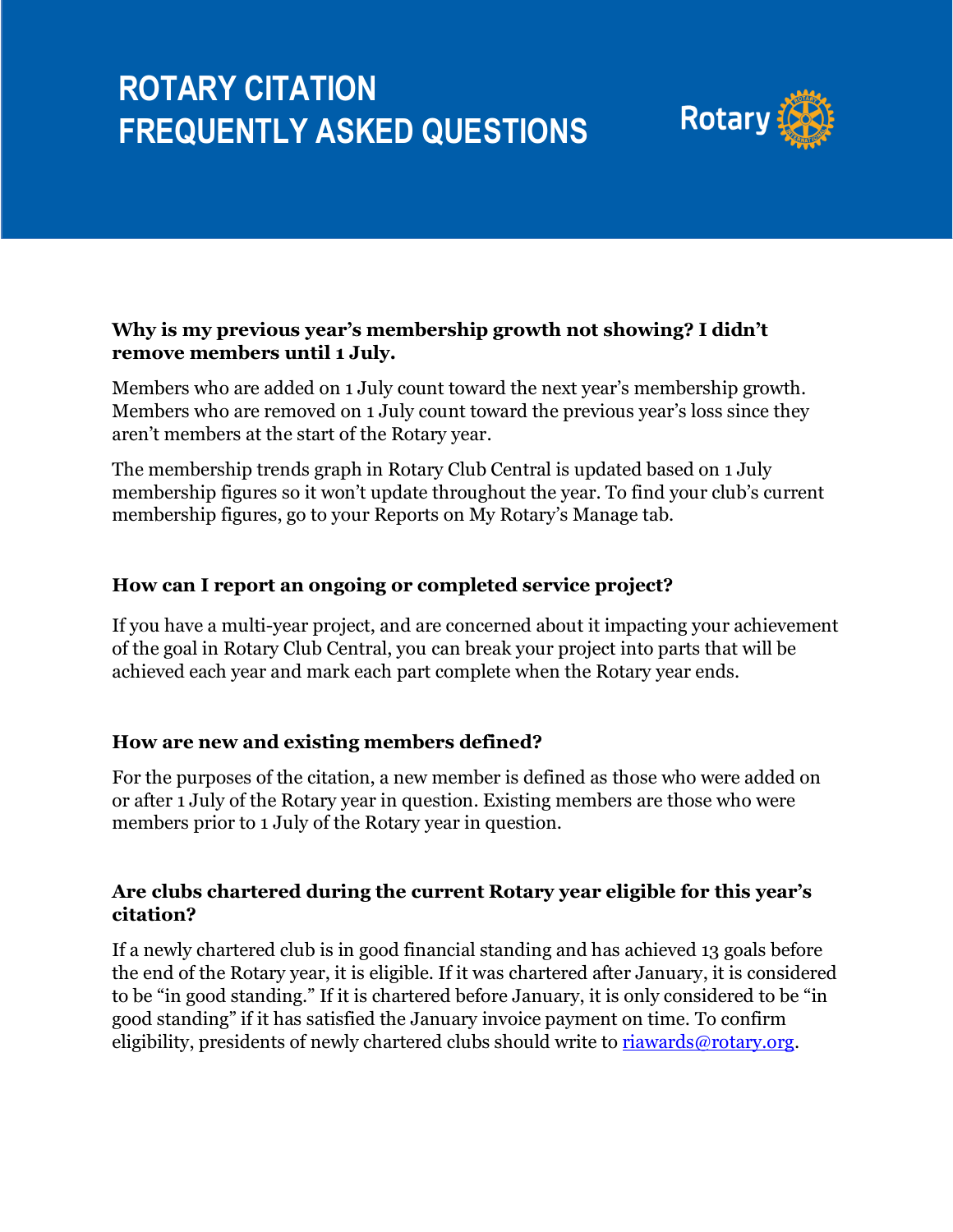# ROTARY CITATION FREQUENTLY ASKED QUESTIONS

Rotary

**Why is my previous year's membership growth not showing? I didn't remove members until 1 July.**

Members who are added on 1 July count toward the next year's membership growth. Members who are removed on 1 July count toward the previous year's loss since they aren't members at the start of the Rotary year.

The membership trends graph in Rotary Club Central is updated based on 1 July membership figures so it won't update throughout the year. To find your club's current membership figures, go to your Reports on My Rotary's Manage tab.

**How can I report an ongoing or completed service project?**

If you have a multi-year project, and are concerned about it impacting your achievement of the goal in Rotary Club Central, you can break your project into parts that will be achieved each year and mark each part complete when the Rotary year ends.

**How are new and existing members defined?**

For the purposes of the citation, a new member is defined as those who were added on or after 1 July of the Rotary year in question. Existing members are those who were members prior to 1 July of the Rotary year in question.

**Are clubs chartered during the current Rotary year eligible for this year's citation?**

If a newly chartered club is in good financial standing and has achieved 13 goals before the end of the Rotary year, it is eligible. If it was chartered after January, it is considered to be "in good standing." If it is chartered before January, it is only considered to be "in good standing" if it has satisfied the January invoice payment on time. To confirm eligibility, presidents of newly chartered clubs should write to riawards@rotary.org.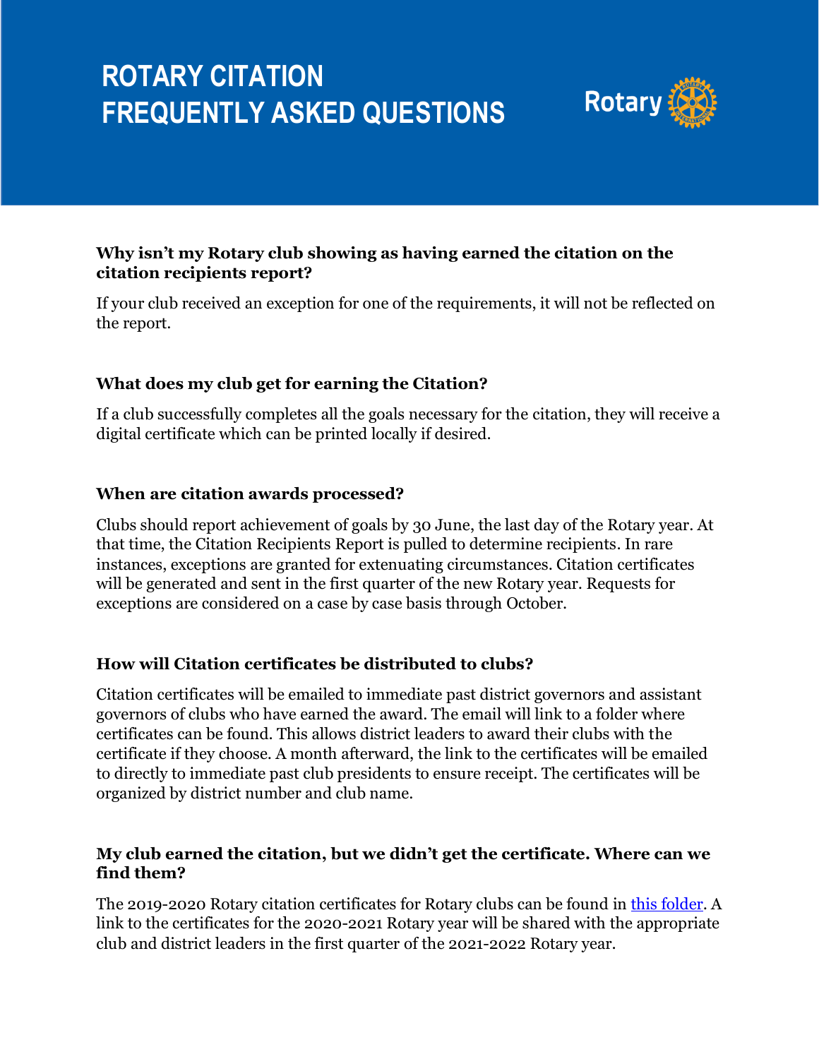# ROTARY CITATION FREQUENTLY ASKED QUESTIONS

### Why isn't my Rotary club showing as having earned the citation on the citation recipients report?

If your club received an exception for one of the requirements, it will not be reflected on the report.

### What does my club get for earning the Citation?

If a club successfully completes all the goals necessary for the citation, they will receive a digital certificate which can be printed locally if desired.

### When are citation awards processed?

Clubs should report achievement of goals by 30 June, the last day of the Rotary year. At that time, the Citation Recipients Report is pulled to determine recipients. In rare instances, exceptions are granted for extenuating circumstances. Citation certificates will be generated and sent in the first quarter of the new Rotary year. Requests for exceptions are considered on a case by case basis through October.

### How will Citation certificates be distributed to clubs?

Citation certificates will be emailed to immediate past district governors and assistant governors of clubs who have earned the award. The email will link to a folder where certificates can be found. This allows district leaders to award their clubs with the certificate if they choose. A month afterward, the link to the certificates will be emailed to directly to immediate past club presidents to ensure receipt. The certificates will be organized by district number and club name.

### My club earned the citation, but we didn't get the certificate. Where can we find them?

The 2019-2020 Rotary citation certificates for Rotary clubs can be found in this folder. A link to the certificates for the 2020-2021 Rotary year will be shared with the appropriate club and district leaders in the first quarter of the 2021-2022 Rotary year.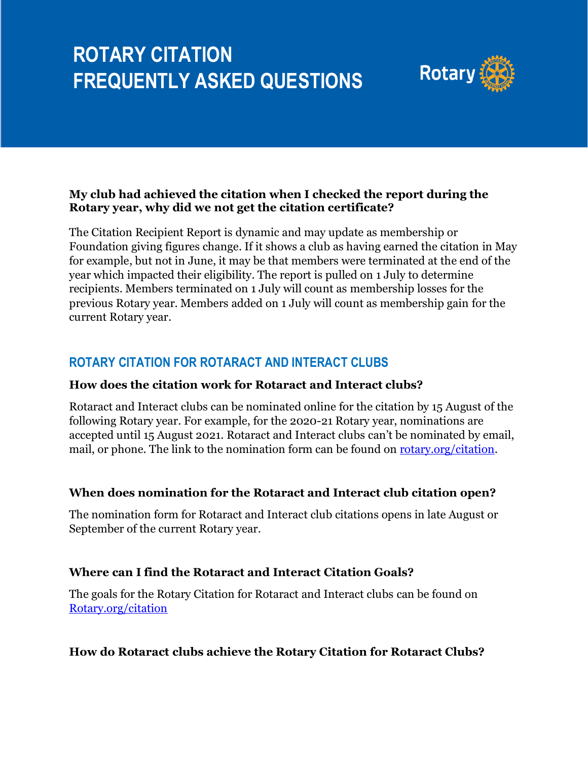# ROTARY CITATION FREQUENTLY ASKED QUESTIONS

**My club had achieved the citation when I checked the report during the Rotary year, why did we not get the citation certificate?**

The Citation Recipient Report is dynamic and may update as membership or Foundation giving figures change. If it shows a club as having earned the citation in May for example, but not in June, it may be that members were terminated at the end of the year which impacted their eligibility. The report is pulled on 1 July to determine recipients. Members terminated on 1 July will count as membership losses for the previous Rotary year. Members added on 1 July will count as membership gain for the current Rotary year.

## ROTARY CITATION FOR ROTARACT AND INTERACT CLUBS

**How does the citation work for Rotaract and Interact clubs?**

Rotaract and Interact clubs can be nominated online for the citation by 15 August of the following Rotary year. For example, for the 2020-21 Rotary year, nominations are accepted until 15 August 2021. Rotaract and Interact clubs can't be nominated by email, mail, or phone. The link to the nomination form can be found on [rotary.org/citation](rotary.org/citation).

**When does nomination for the Rotaract and Interact club citation open?**

The nomination form for Rotaract and Interact club citations opens in late August or September of the current Rotary year.

**Where can I find the Rotaract and Interact Citation Goals?**

The goals for the Rotary Citation for Rotaract and Interact clubs can be found on [Rotary.org/citation](Rotary.org/citation)

**How do Rotaract clubs achieve the Rotary Citation for Rotaract Clubs?**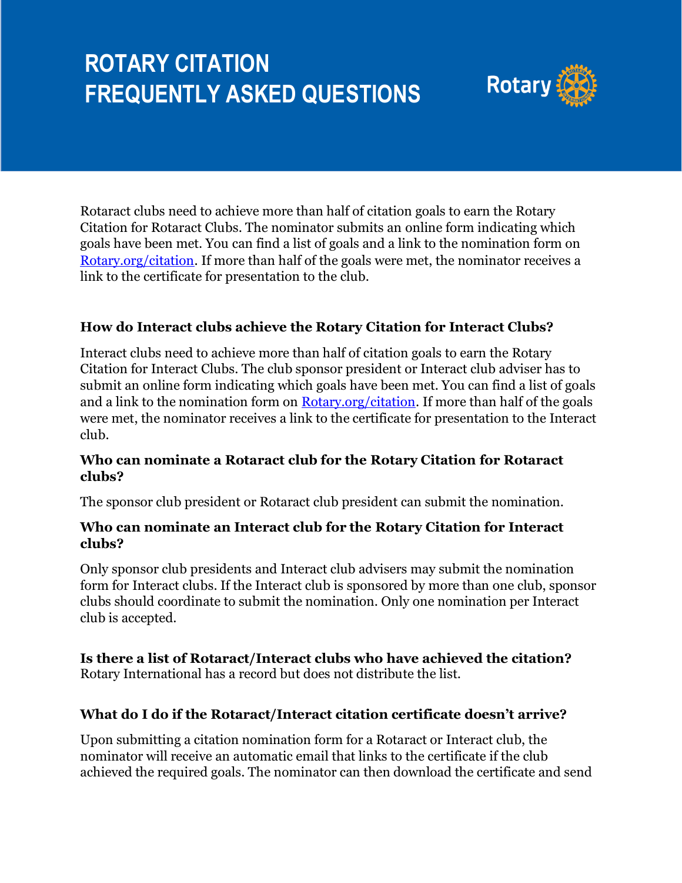# ROTARY CITATION FREQUENTLY ASKED QUESTIONS

Rotaract clubs need to achieve more than half of citation goals to earn the Rotary Citation for Rotaract Clubs. The nominator submits an online form indicating which goals have been met. You can find a list of goals and a link to the nomination form on [Rotary.org/citation](https://www.rotary.org/citation). If more than half of the goals were met, the nominator receives a link to the certificate for presentation to the club.

**How do Interact clubs achieve the Rotary Citation for Interact Clubs?**

Interact clubs need to achieve more than half of citation goals to earn the Rotary Citation for Interact Clubs. The club sponsor president or Interact club adviser has to submit an online form indicating which goals have been met. You can find a list of goals and a link to the nomination form on [Rotary.org/citation](https://www.rotary.org/citation). If more than half of the goals were met, the nominator receives a link to the certificate for presentation to the Interact club.

**Who can nominate a Rotaract club for the Rotary Citation for Rotaract clubs?**

The sponsor club president or Rotaract club president can submit the nomination.

**Who can nominate an Interact club for the Rotary Citation for Interact clubs?**

Only sponsor club presidents and Interact club advisers may submit the nomination form for Interact clubs. If the Interact club is sponsored by more than one club, sponsor clubs should coordinate to submit the nomination. Only one nomination per Interact club is accepted.

**Is there a list of Rotaract/Interact clubs who have achieved the citation?**
Rotary International has a record but does not distribute the list.

**What do I do if the Rotaract/Interact citation certificate doesn't arrive?**

Upon submitting a citation nomination form for a Rotaract or Interact club, the nominator will receive an automatic email that links to the certificate if the club achieved the required goals. The nominator can then download the certificate and send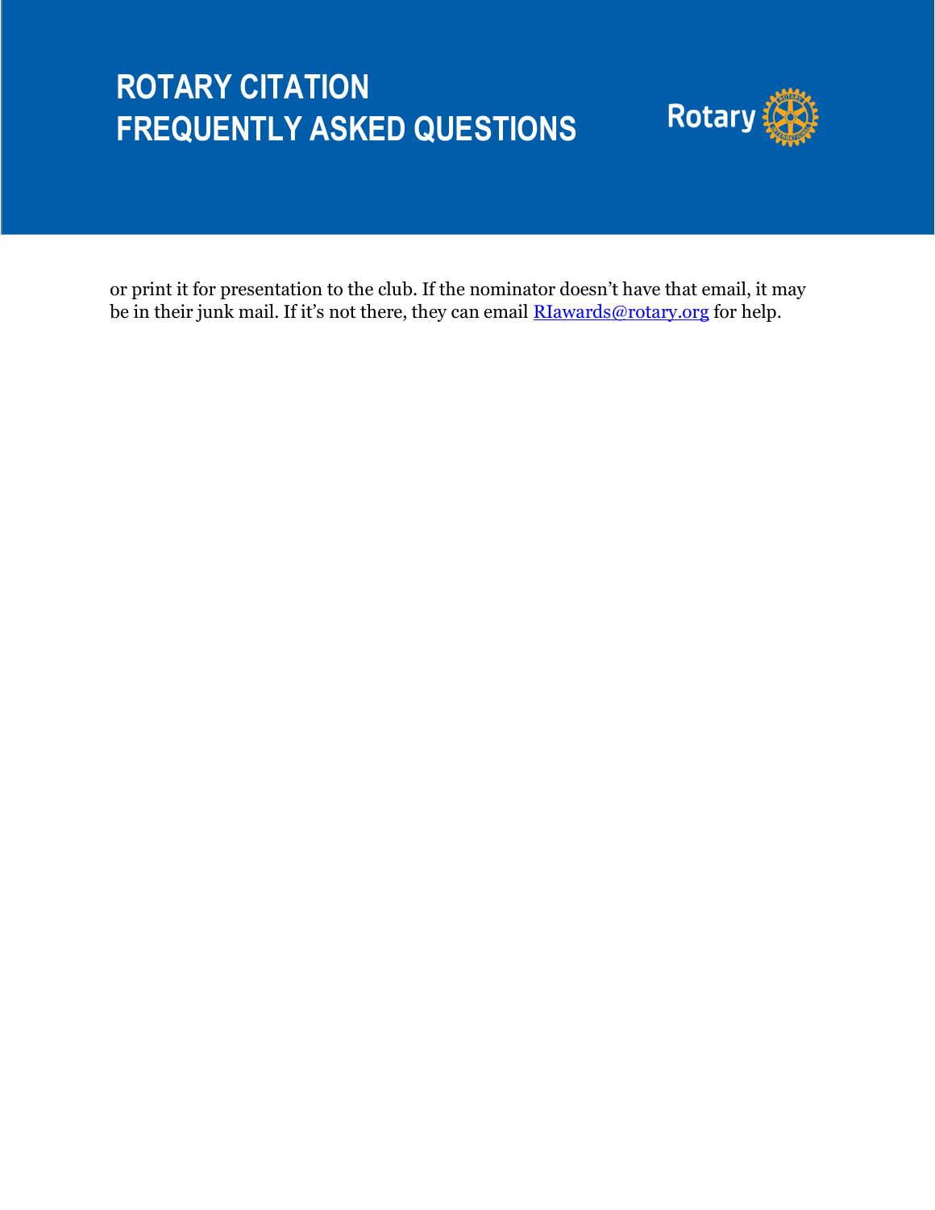or print it for presentation to the club. If the nominator doesn't have that email, it may be in their junk mail. If it's not there, they can email [RIawards@rotary.org](mailto:RIawards@rotary.org) for help.